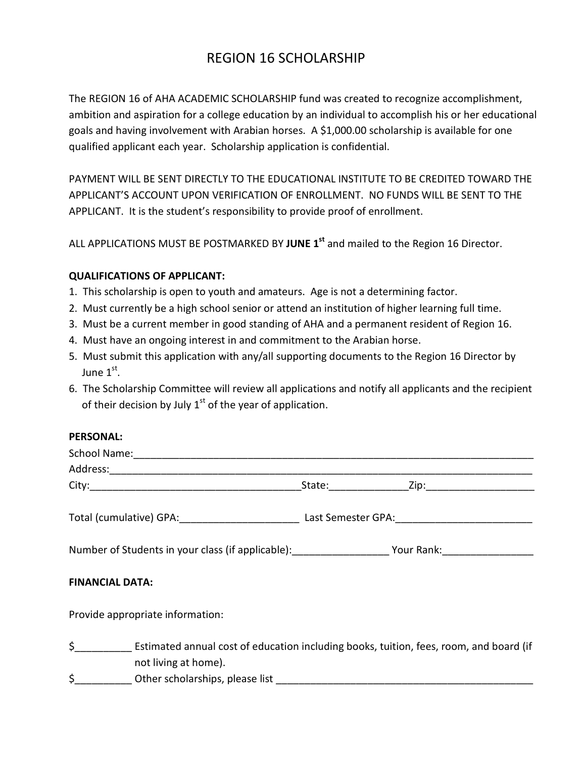# REGION 16 SCHOLARSHIP

The REGION 16 of AHA ACADEMIC SCHOLARSHIP fund was created to recognize accomplishment, ambition and aspiration for a college education by an individual to accomplish his or her educational goals and having involvement with Arabian horses. A $1,000.00 scholarship is available for one qualified applicant each year. Scholarship application is confidential.

PAYMENT WILL BE SENT DIRECTLY TO THE EDUCATIONAL INSTITUTE TO BE CREDITED TOWARD THE APPLICANT'S ACCOUNT UPON VERIFICATION OF ENROLLMENT. NO FUNDS WILL BE SENT TO THE APPLICANT. It is the student's responsibility to provide proof of enrollment.

ALL APPLICATIONS MUST BE POSTMARKED BY **JUNE 1st** and mailed to the Region 16 Director.

**QUALIFICATIONS OF APPLICANT:**

1. This scholarship is open to youth and amateurs. Age is not a determining factor.
2. Must currently be a high school senior or attend an institution of higher learning full time.
3. Must be a current member in good standing of AHA and a permanent resident of Region 16.
4. Must have an ongoing interest in and commitment to the Arabian horse.
5. Must submit this application with any/all supporting documents to the Region 16 Director by June 1st.
6. The Scholarship Committee will review all applications and notify all applicants and the recipient of their decision by July 1st of the year of application.

**PERSONAL:**

School Name:___________________________________________________________________

Address:_______________________________________________________________________

City:____________________________________State:______________Zip:___________________

Total (cumulative) GPA:_____________________ Last Semester GPA:________________________

Number of Students in your class (if applicable):_________________ Your Rank:________________

**FINANCIAL DATA:**

Provide appropriate information:

$__________ Estimated annual cost of education including books, tuition, fees, room, and board (if not living at home).

$__________ Other scholarships, please list _______________________________________________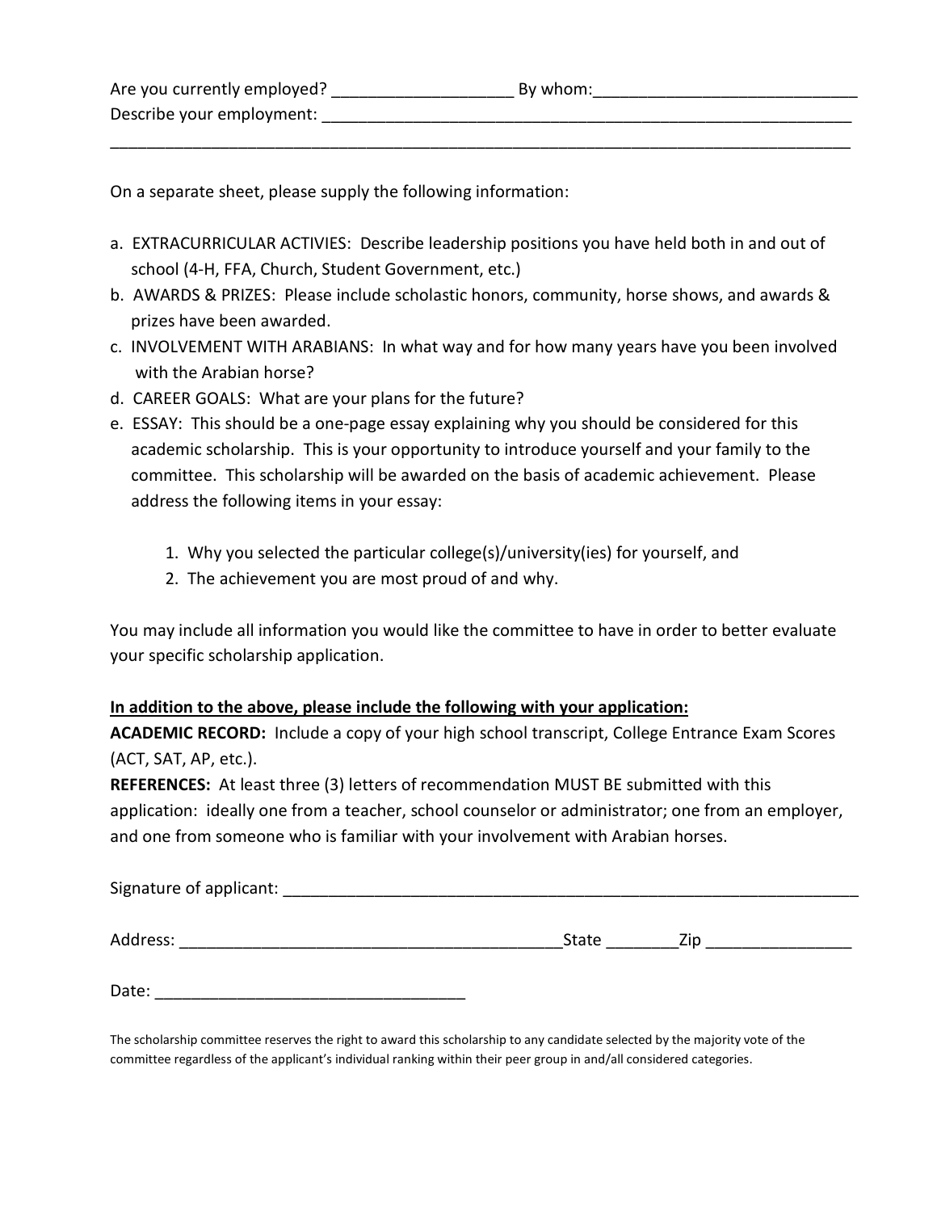Are you currently employed? ____________________ By whom:______________________________

Describe your employment: ____________________________________________________________

______________________________________________________________________________________

On a separate sheet, please supply the following information:

a. EXTRACURRICULAR ACTIVIES: Describe leadership positions you have held both in and out of school (4-H, FFA, Church, Student Government, etc.)
b. AWARDS & PRIZES: Please include scholastic honors, community, horse shows, and awards & prizes have been awarded.
c. INVOLVEMENT WITH ARABIANS: In what way and for how many years have you been involved with the Arabian horse?
d. CAREER GOALS: What are your plans for the future?
e. ESSAY: This should be a one-page essay explaining why you should be considered for this academic scholarship. This is your opportunity to introduce yourself and your family to the committee. This scholarship will be awarded on the basis of academic achievement. Please address the following items in your essay:

    1. Why you selected the particular college(s)/university(ies) for yourself, and
    2. The achievement you are most proud of and why.

You may include all information you would like the committee to have in order to better evaluate your specific scholarship application.

**In addition to the above, please include the following with your application:**

**ACADEMIC RECORD:** Include a copy of your high school transcript, College Entrance Exam Scores (ACT, SAT, AP, etc.).

**REFERENCES:** At least three (3) letters of recommendation MUST BE submitted with this application: ideally one from a teacher, school counselor or administrator; one from an employer, and one from someone who is familiar with your involvement with Arabian horses.

Signature of applicant: __________________________________________________________________

Address: ___________________________________________State ________Zip ________________

Date: __________________________________

The scholarship committee reserves the right to award this scholarship to any candidate selected by the majority vote of the committee regardless of the applicant's individual ranking within their peer group in and/all considered categories.